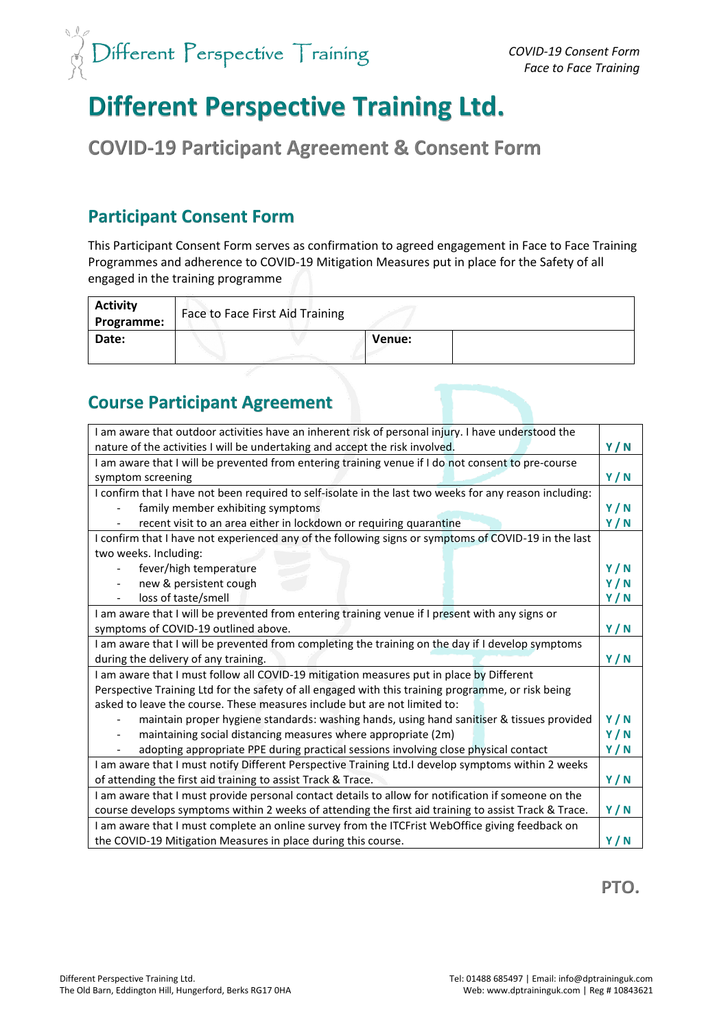# Different Perspective Training Ltd.

## COVID-19 Participant Agreement & Consent Form

### Participant Consent Form

This Participant Consent Form serves as confirmation to agreed engagement in Face to Face Training Programmes and adherence to COVID-19 Mitigation Measures put in place for the Safety of all engaged in the training programme

| **Activity Programme:** | Face to Face First Aid Training | | |
|---|---|---|---|
| **Date:** | | **Venue:** | |

### Course Participant Agreement

| | |
|---|---|
| I am aware that outdoor activities have an inherent risk of personal injury. I have understood the nature of the activities I will be undertaking and accept the risk involved. | **Y / N** |
| I am aware that I will be prevented from entering training venue if I do not consent to pre-course symptom screening | **Y / N** |
| I confirm that I have not been required to self-isolate in the last two weeks for any reason including: | |
| - family member exhibiting symptoms | **Y / N** |
| - recent visit to an area either in lockdown or requiring quarantine | **Y / N** |
| I confirm that I have not experienced any of the following signs or symptoms of COVID-19 in the last two weeks. Including: | |
| - fever/high temperature | **Y / N** |
| - new & persistent cough | **Y / N** |
| - loss of taste/smell | **Y / N** |
| I am aware that I will be prevented from entering training venue if I present with any signs or symptoms of COVID-19 outlined above. | **Y / N** |
| I am aware that I will be prevented from completing the training on the day if I develop symptoms during the delivery of any training. | **Y / N** |
| I am aware that I must follow all COVID-19 mitigation measures put in place by Different Perspective Training Ltd for the safety of all engaged with this training programme, or risk being asked to leave the course. These measures include but are not limited to: | |
| - maintain proper hygiene standards: washing hands, using hand sanitiser & tissues provided | **Y / N** |
| - maintaining social distancing measures where appropriate (2m) | **Y / N** |
| - adopting appropriate PPE during practical sessions involving close physical contact | **Y / N** |
| I am aware that I must notify Different Perspective Training Ltd.I develop symptoms within 2 weeks of attending the first aid training to assist Track & Trace. | **Y / N** |
| I am aware that I must provide personal contact details to allow for notification if someone on the course develops symptoms within 2 weeks of attending the first aid training to assist Track & Trace. | **Y / N** |
| I am aware that I must complete an online survey from the ITCFrist WebOffice giving feedback on the COVID-19 Mitigation Measures in place during this course. | **Y / N** |

**PTO.**

Different Perspective Training Ltd.
The Old Barn, Eddington Hill, Hungerford, Berks RG17 0HA

Tel: 01488 685497 | Email: info@dptraininguk.com
Web: www.dptraininguk.com | Reg # 10843621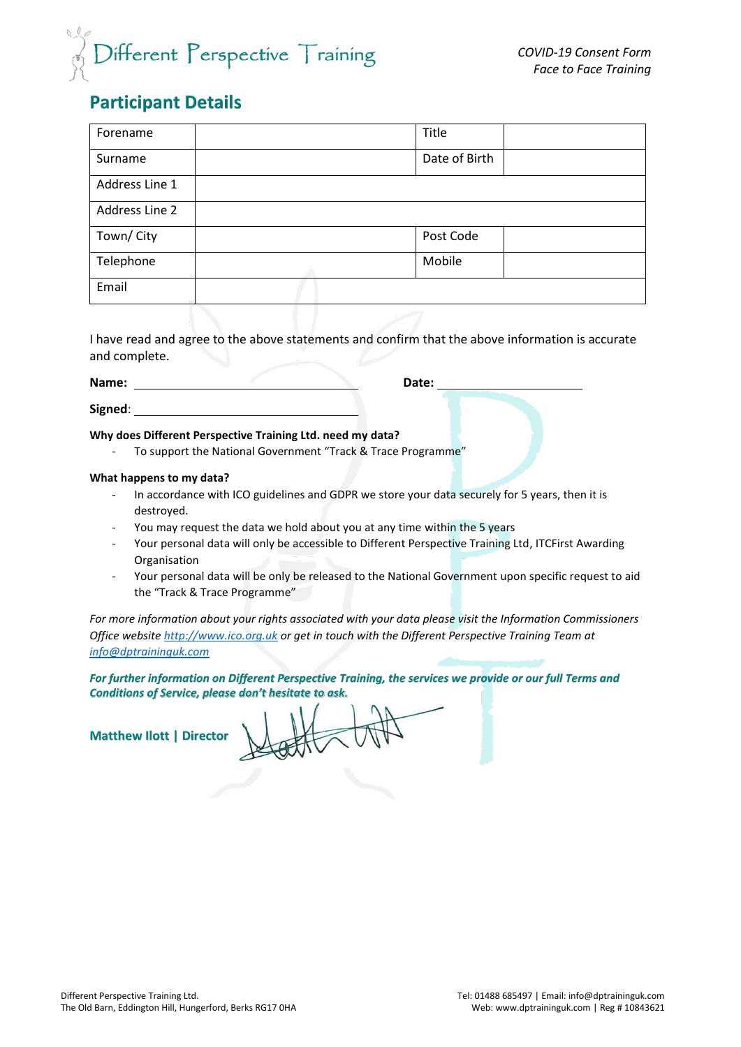## Participant Details

| | | | |
|---|---|---|---|
| Forename | | Title | |
| Surname | | Date of Birth | |
| Address Line 1 | | | |
| Address Line 2 | | | |
| Town/ City | | Post Code | |
| Telephone | | Mobile | |
| Email | | | |

I have read and agree to the above statements and confirm that the above information is accurate and complete.

**Name:** ______________________________ **Date:** ____________________

**Signed**: ______________________________

**Why does Different Perspective Training Ltd. need my data?**

- To support the National Government "Track & Trace Programme"

**What happens to my data?**

- In accordance with ICO guidelines and GDPR we store your data securely for 5 years, then it is destroyed.
- You may request the data we hold about you at any time within the 5 years
- Your personal data will only be accessible to Different Perspective Training Ltd, ITCFirst Awarding Organisation
- Your personal data will be only be released to the National Government upon specific request to aid the "Track & Trace Programme"

*For more information about your rights associated with your data please visit the Information Commissioners Office website [http://www.ico.org.uk](http://www.ico.org.uk) or get in touch with the Different Perspective Training Team at [info@dptraininguk.com](mailto:info@dptraininguk.com)*

***For further information on Different Perspective Training, the services we provide or our full Terms and Conditions of Service, please don't hesitate to ask.***

**Matthew Ilott | Director**